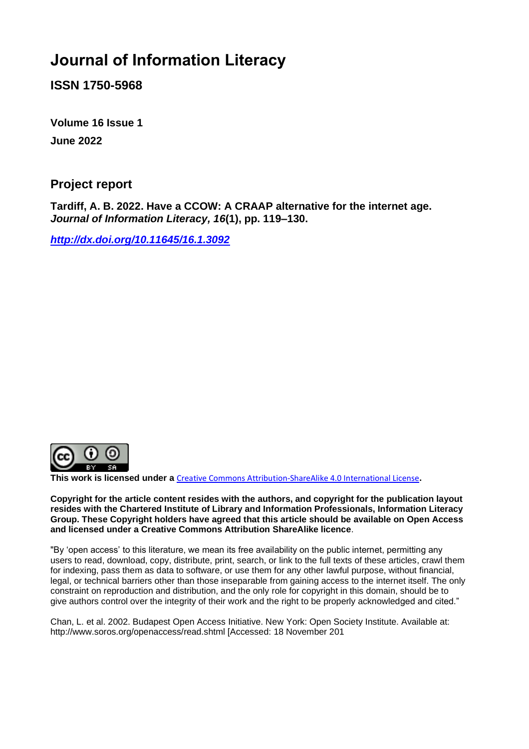# Journal of Information Literacy

**ISSN 1750-5968**

**Volume 16 Issue 1**

**June 2022**

## Project report

**Tardiff, A. B. 2022. Have a CCOW: A CRAAP alternative for the internet age. *Journal of Information Literacy, 16*(1), pp. 119–130.**

***http://dx.doi.org/10.11645/16.1.3092***

**This work is licensed under a** Creative Commons Attribution-ShareAlike 4.0 International License**.**

**Copyright for the article content resides with the authors, and copyright for the publication layout resides with the Chartered Institute of Library and Information Professionals, Information Literacy Group. These Copyright holders have agreed that this article should be available on Open Access and licensed under a Creative Commons Attribution ShareAlike licence**.

"By 'open access' to this literature, we mean its free availability on the public internet, permitting any users to read, download, copy, distribute, print, search, or link to the full texts of these articles, crawl them for indexing, pass them as data to software, or use them for any other lawful purpose, without financial, legal, or technical barriers other than those inseparable from gaining access to the internet itself. The only constraint on reproduction and distribution, and the only role for copyright in this domain, should be to give authors control over the integrity of their work and the right to be properly acknowledged and cited."

Chan, L. et al. 2002. Budapest Open Access Initiative. New York: Open Society Institute. Available at: http://www.soros.org/openaccess/read.shtml [Accessed: 18 November 201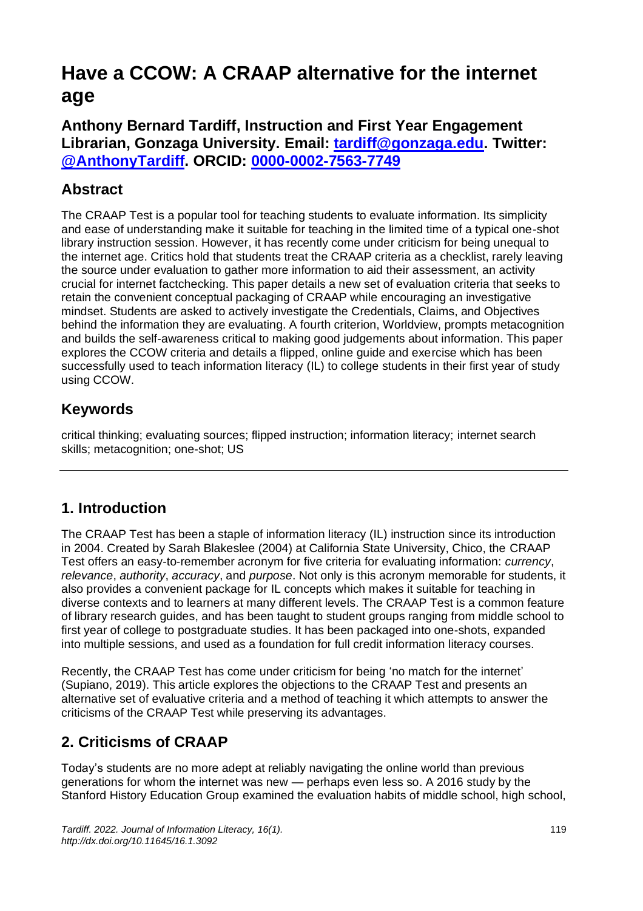# Have a CCOW: A CRAAP alternative for the internet age

**Anthony Bernard Tardiff, Instruction and First Year Engagement Librarian, Gonzaga University. Email: [tardiff@gonzaga.edu](mailto:tardiff@gonzaga.edu). Twitter: [@AnthonyTardiff](https://twitter.com/AnthonyTardiff). ORCID: [0000-0002-7563-7749](https://orcid.org/0000-0002-7563-7749)**

## Abstract

The CRAAP Test is a popular tool for teaching students to evaluate information. Its simplicity and ease of understanding make it suitable for teaching in the limited time of a typical one-shot library instruction session. However, it has recently come under criticism for being unequal to the internet age. Critics hold that students treat the CRAAP criteria as a checklist, rarely leaving the source under evaluation to gather more information to aid their assessment, an activity crucial for internet factchecking. This paper details a new set of evaluation criteria that seeks to retain the convenient conceptual packaging of CRAAP while encouraging an investigative mindset. Students are asked to actively investigate the Credentials, Claims, and Objectives behind the information they are evaluating. A fourth criterion, Worldview, prompts metacognition and builds the self-awareness critical to making good judgements about information. This paper explores the CCOW criteria and details a flipped, online guide and exercise which has been successfully used to teach information literacy (IL) to college students in their first year of study using CCOW.

## Keywords

critical thinking; evaluating sources; flipped instruction; information literacy; internet search skills; metacognition; one-shot; US

---

## 1. Introduction

The CRAAP Test has been a staple of information literacy (IL) instruction since its introduction in 2004. Created by Sarah Blakeslee (2004) at California State University, Chico, the CRAAP Test offers an easy-to-remember acronym for five criteria for evaluating information: *currency*, *relevance*, *authority*, *accuracy*, and *purpose*. Not only is this acronym memorable for students, it also provides a convenient package for IL concepts which makes it suitable for teaching in diverse contexts and to learners at many different levels. The CRAAP Test is a common feature of library research guides, and has been taught to student groups ranging from middle school to first year of college to postgraduate studies. It has been packaged into one-shots, expanded into multiple sessions, and used as a foundation for full credit information literacy courses.

Recently, the CRAAP Test has come under criticism for being 'no match for the internet' (Supiano, 2019). This article explores the objections to the CRAAP Test and presents an alternative set of evaluative criteria and a method of teaching it which attempts to answer the criticisms of the CRAAP Test while preserving its advantages.

## 2. Criticisms of CRAAP

Today's students are no more adept at reliably navigating the online world than previous generations for whom the internet was new — perhaps even less so. A 2016 study by the Stanford History Education Group examined the evaluation habits of middle school, high school,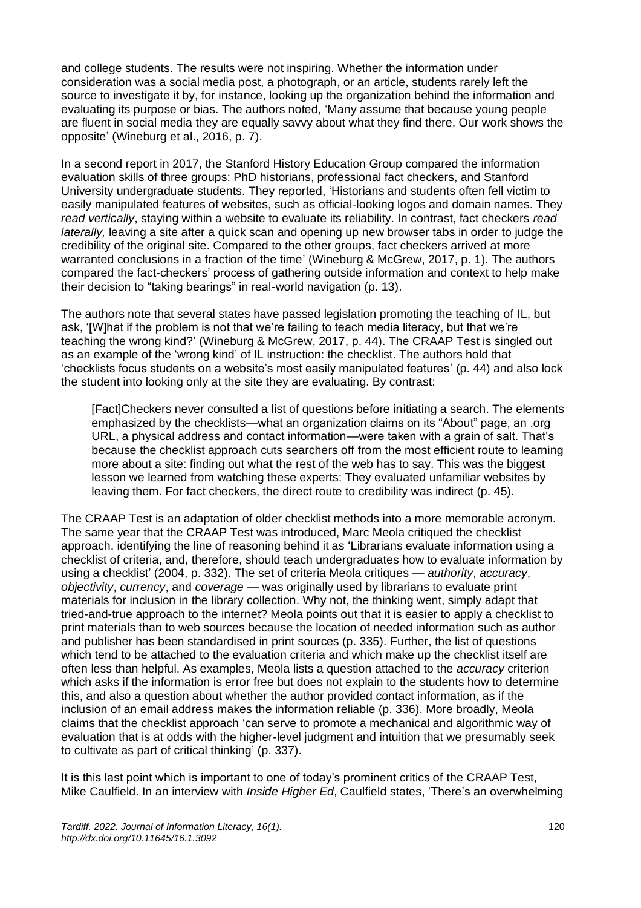and college students. The results were not inspiring. Whether the information under consideration was a social media post, a photograph, or an article, students rarely left the source to investigate it by, for instance, looking up the organization behind the information and evaluating its purpose or bias. The authors noted, 'Many assume that because young people are fluent in social media they are equally savvy about what they find there. Our work shows the opposite' (Wineburg et al., 2016, p. 7).

In a second report in 2017, the Stanford History Education Group compared the information evaluation skills of three groups: PhD historians, professional fact checkers, and Stanford University undergraduate students. They reported, 'Historians and students often fell victim to easily manipulated features of websites, such as official-looking logos and domain names. They *read vertically*, staying within a website to evaluate its reliability. In contrast, fact checkers *read laterally,* leaving a site after a quick scan and opening up new browser tabs in order to judge the credibility of the original site. Compared to the other groups, fact checkers arrived at more warranted conclusions in a fraction of the time' (Wineburg & McGrew, 2017, p. 1). The authors compared the fact-checkers' process of gathering outside information and context to help make their decision to "taking bearings" in real-world navigation (p. 13).

The authors note that several states have passed legislation promoting the teaching of IL, but ask, '[W]hat if the problem is not that we're failing to teach media literacy, but that we're teaching the wrong kind?' (Wineburg & McGrew, 2017, p. 44). The CRAAP Test is singled out as an example of the 'wrong kind' of IL instruction: the checklist. The authors hold that 'checklists focus students on a website's most easily manipulated features' (p. 44) and also lock the student into looking only at the site they are evaluating. By contrast:

> [Fact]Checkers never consulted a list of questions before initiating a search. The elements emphasized by the checklists—what an organization claims on its "About" page, an .org URL, a physical address and contact information—were taken with a grain of salt. That's because the checklist approach cuts searchers off from the most efficient route to learning more about a site: finding out what the rest of the web has to say. This was the biggest lesson we learned from watching these experts: They evaluated unfamiliar websites by leaving them. For fact checkers, the direct route to credibility was indirect (p. 45).

The CRAAP Test is an adaptation of older checklist methods into a more memorable acronym. The same year that the CRAAP Test was introduced, Marc Meola critiqued the checklist approach, identifying the line of reasoning behind it as 'Librarians evaluate information using a checklist of criteria, and, therefore, should teach undergraduates how to evaluate information by using a checklist' (2004, p. 332). The set of criteria Meola critiques — *authority*, *accuracy*, *objectivity*, *currency*, and *coverage* — was originally used by librarians to evaluate print materials for inclusion in the library collection. Why not, the thinking went, simply adapt that tried-and-true approach to the internet? Meola points out that it is easier to apply a checklist to print materials than to web sources because the location of needed information such as author and publisher has been standardised in print sources (p. 335). Further, the list of questions which tend to be attached to the evaluation criteria and which make up the checklist itself are often less than helpful. As examples, Meola lists a question attached to the *accuracy* criterion which asks if the information is error free but does not explain to the students how to determine this, and also a question about whether the author provided contact information, as if the inclusion of an email address makes the information reliable (p. 336). More broadly, Meola claims that the checklist approach 'can serve to promote a mechanical and algorithmic way of evaluation that is at odds with the higher-level judgment and intuition that we presumably seek to cultivate as part of critical thinking' (p. 337).

It is this last point which is important to one of today's prominent critics of the CRAAP Test, Mike Caulfield. In an interview with *Inside Higher Ed*, Caulfield states, 'There's an overwhelming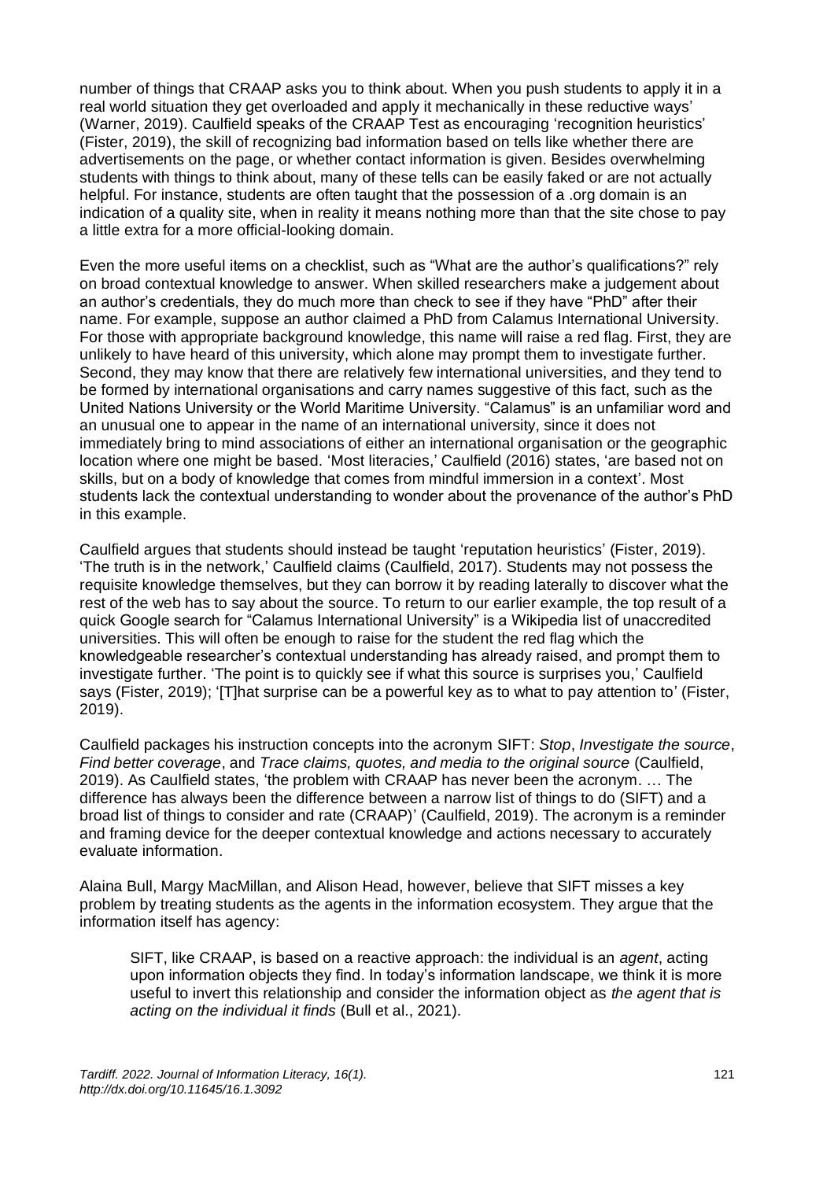number of things that CRAAP asks you to think about. When you push students to apply it in a real world situation they get overloaded and apply it mechanically in these reductive ways' (Warner, 2019). Caulfield speaks of the CRAAP Test as encouraging 'recognition heuristics' (Fister, 2019), the skill of recognizing bad information based on tells like whether there are advertisements on the page, or whether contact information is given. Besides overwhelming students with things to think about, many of these tells can be easily faked or are not actually helpful. For instance, students are often taught that the possession of a .org domain is an indication of a quality site, when in reality it means nothing more than that the site chose to pay a little extra for a more official-looking domain.

Even the more useful items on a checklist, such as "What are the author's qualifications?" rely on broad contextual knowledge to answer. When skilled researchers make a judgement about an author's credentials, they do much more than check to see if they have "PhD" after their name. For example, suppose an author claimed a PhD from Calamus International University. For those with appropriate background knowledge, this name will raise a red flag. First, they are unlikely to have heard of this university, which alone may prompt them to investigate further. Second, they may know that there are relatively few international universities, and they tend to be formed by international organisations and carry names suggestive of this fact, such as the United Nations University or the World Maritime University. "Calamus" is an unfamiliar word and an unusual one to appear in the name of an international university, since it does not immediately bring to mind associations of either an international organisation or the geographic location where one might be based. 'Most literacies,' Caulfield (2016) states, 'are based not on skills, but on a body of knowledge that comes from mindful immersion in a context'. Most students lack the contextual understanding to wonder about the provenance of the author's PhD in this example.

Caulfield argues that students should instead be taught 'reputation heuristics' (Fister, 2019). 'The truth is in the network,' Caulfield claims (Caulfield, 2017). Students may not possess the requisite knowledge themselves, but they can borrow it by reading laterally to discover what the rest of the web has to say about the source. To return to our earlier example, the top result of a quick Google search for "Calamus International University" is a Wikipedia list of unaccredited universities. This will often be enough to raise for the student the red flag which the knowledgeable researcher's contextual understanding has already raised, and prompt them to investigate further. 'The point is to quickly see if what this source is surprises you,' Caulfield says (Fister, 2019); '[T]hat surprise can be a powerful key as to what to pay attention to' (Fister, 2019).

Caulfield packages his instruction concepts into the acronym SIFT: *Stop*, *Investigate the source*, *Find better coverage*, and *Trace claims, quotes, and media to the original source* (Caulfield, 2019). As Caulfield states, 'the problem with CRAAP has never been the acronym. … The difference has always been the difference between a narrow list of things to do (SIFT) and a broad list of things to consider and rate (CRAAP)' (Caulfield, 2019). The acronym is a reminder and framing device for the deeper contextual knowledge and actions necessary to accurately evaluate information.

Alaina Bull, Margy MacMillan, and Alison Head, however, believe that SIFT misses a key problem by treating students as the agents in the information ecosystem. They argue that the information itself has agency:

> SIFT, like CRAAP, is based on a reactive approach: the individual is an *agent*, acting upon information objects they find. In today's information landscape, we think it is more useful to invert this relationship and consider the information object as *the agent that is acting on the individual it finds* (Bull et al., 2021).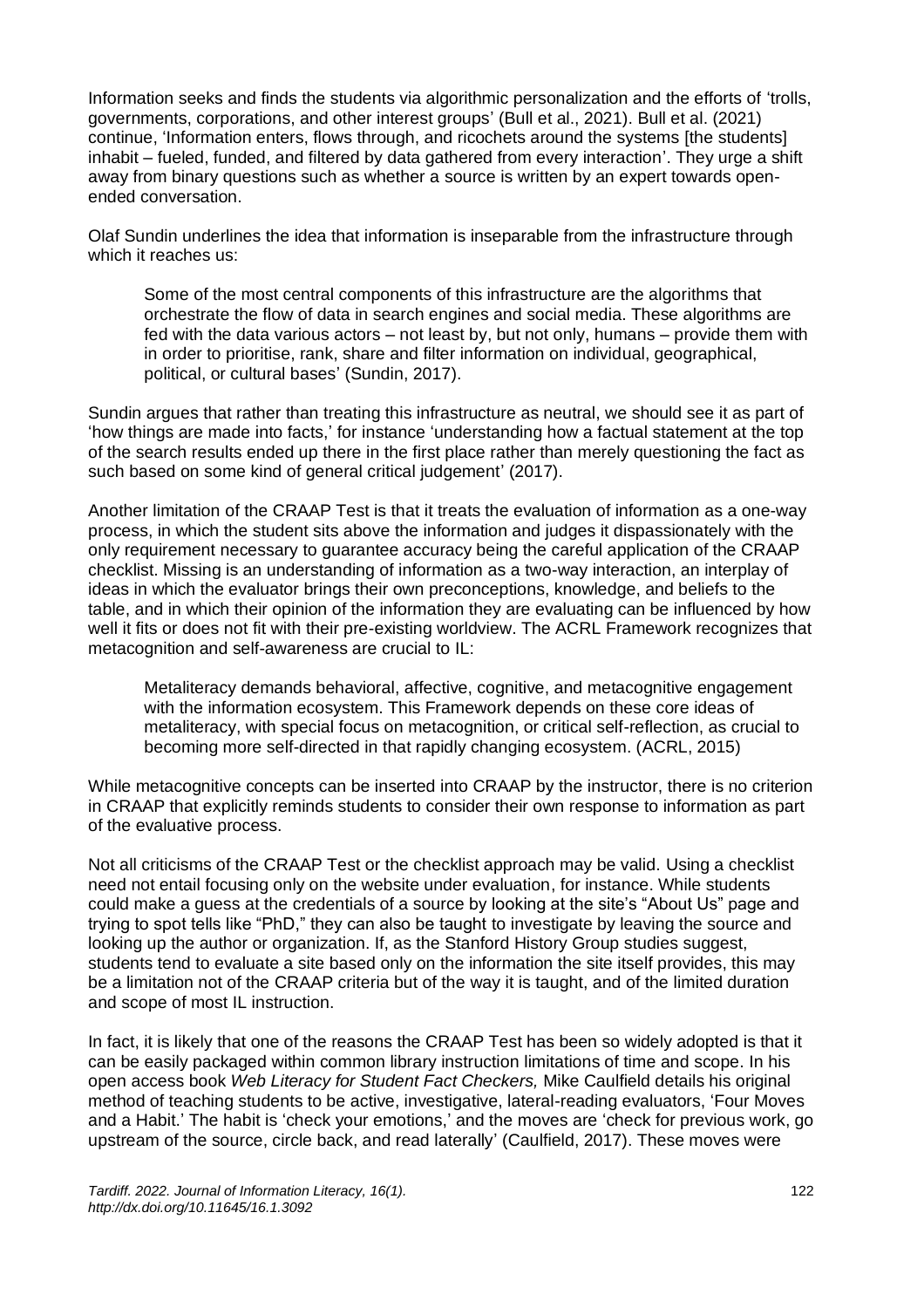Information seeks and finds the students via algorithmic personalization and the efforts of 'trolls, governments, corporations, and other interest groups' (Bull et al., 2021). Bull et al. (2021) continue, 'Information enters, flows through, and ricochets around the systems [the students] inhabit – fueled, funded, and filtered by data gathered from every interaction'. They urge a shift away from binary questions such as whether a source is written by an expert towards open-ended conversation.

Olaf Sundin underlines the idea that information is inseparable from the infrastructure through which it reaches us:

> Some of the most central components of this infrastructure are the algorithms that orchestrate the flow of data in search engines and social media. These algorithms are fed with the data various actors – not least by, but not only, humans – provide them with in order to prioritise, rank, share and filter information on individual, geographical, political, or cultural bases' (Sundin, 2017).

Sundin argues that rather than treating this infrastructure as neutral, we should see it as part of 'how things are made into facts,' for instance 'understanding how a factual statement at the top of the search results ended up there in the first place rather than merely questioning the fact as such based on some kind of general critical judgement' (2017).

Another limitation of the CRAAP Test is that it treats the evaluation of information as a one-way process, in which the student sits above the information and judges it dispassionately with the only requirement necessary to guarantee accuracy being the careful application of the CRAAP checklist. Missing is an understanding of information as a two-way interaction, an interplay of ideas in which the evaluator brings their own preconceptions, knowledge, and beliefs to the table, and in which their opinion of the information they are evaluating can be influenced by how well it fits or does not fit with their pre-existing worldview. The ACRL Framework recognizes that metacognition and self-awareness are crucial to IL:

> Metaliteracy demands behavioral, affective, cognitive, and metacognitive engagement with the information ecosystem. This Framework depends on these core ideas of metaliteracy, with special focus on metacognition, or critical self-reflection, as crucial to becoming more self-directed in that rapidly changing ecosystem. (ACRL, 2015)

While metacognitive concepts can be inserted into CRAAP by the instructor, there is no criterion in CRAAP that explicitly reminds students to consider their own response to information as part of the evaluative process.

Not all criticisms of the CRAAP Test or the checklist approach may be valid. Using a checklist need not entail focusing only on the website under evaluation, for instance. While students could make a guess at the credentials of a source by looking at the site's "About Us" page and trying to spot tells like "PhD," they can also be taught to investigate by leaving the source and looking up the author or organization. If, as the Stanford History Group studies suggest, students tend to evaluate a site based only on the information the site itself provides, this may be a limitation not of the CRAAP criteria but of the way it is taught, and of the limited duration and scope of most IL instruction.

In fact, it is likely that one of the reasons the CRAAP Test has been so widely adopted is that it can be easily packaged within common library instruction limitations of time and scope. In his open access book *Web Literacy for Student Fact Checkers,* Mike Caulfield details his original method of teaching students to be active, investigative, lateral-reading evaluators, 'Four Moves and a Habit.' The habit is 'check your emotions,' and the moves are 'check for previous work, go upstream of the source, circle back, and read laterally' (Caulfield, 2017). These moves were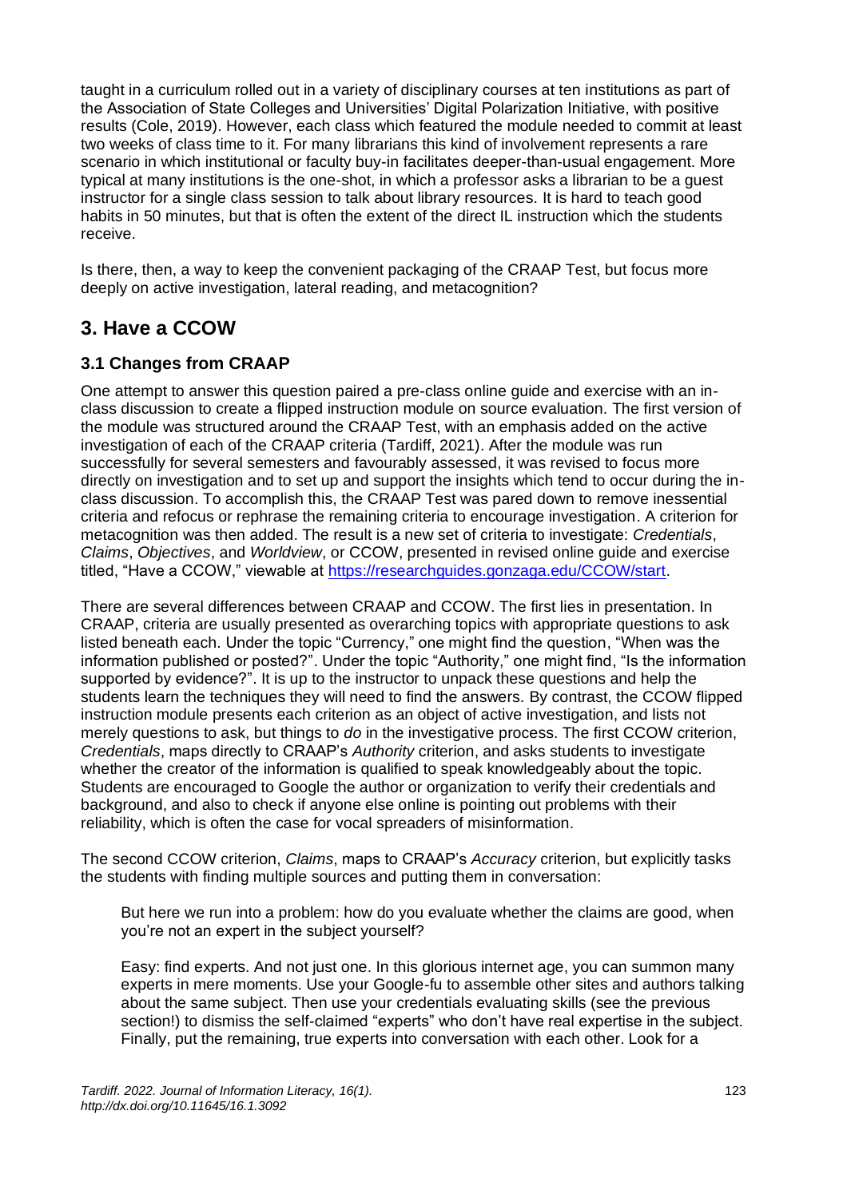taught in a curriculum rolled out in a variety of disciplinary courses at ten institutions as part of the Association of State Colleges and Universities' Digital Polarization Initiative, with positive results (Cole, 2019). However, each class which featured the module needed to commit at least two weeks of class time to it. For many librarians this kind of involvement represents a rare scenario in which institutional or faculty buy-in facilitates deeper-than-usual engagement. More typical at many institutions is the one-shot, in which a professor asks a librarian to be a guest instructor for a single class session to talk about library resources. It is hard to teach good habits in 50 minutes, but that is often the extent of the direct IL instruction which the students receive.

Is there, then, a way to keep the convenient packaging of the CRAAP Test, but focus more deeply on active investigation, lateral reading, and metacognition?

## 3. Have a CCOW

### 3.1 Changes from CRAAP

One attempt to answer this question paired a pre-class online guide and exercise with an in-class discussion to create a flipped instruction module on source evaluation. The first version of the module was structured around the CRAAP Test, with an emphasis added on the active investigation of each of the CRAAP criteria (Tardiff, 2021). After the module was run successfully for several semesters and favourably assessed, it was revised to focus more directly on investigation and to set up and support the insights which tend to occur during the in-class discussion. To accomplish this, the CRAAP Test was pared down to remove inessential criteria and refocus or rephrase the remaining criteria to encourage investigation. A criterion for metacognition was then added. The result is a new set of criteria to investigate: *Credentials*, *Claims*, *Objectives*, and *Worldview*, or CCOW, presented in revised online guide and exercise titled, "Have a CCOW," viewable at [https://researchguides.gonzaga.edu/CCOW/start](https://researchguides.gonzaga.edu/CCOW/start).

There are several differences between CRAAP and CCOW. The first lies in presentation. In CRAAP, criteria are usually presented as overarching topics with appropriate questions to ask listed beneath each. Under the topic "Currency," one might find the question, "When was the information published or posted?". Under the topic "Authority," one might find, "Is the information supported by evidence?". It is up to the instructor to unpack these questions and help the students learn the techniques they will need to find the answers. By contrast, the CCOW flipped instruction module presents each criterion as an object of active investigation, and lists not merely questions to ask, but things to *do* in the investigative process. The first CCOW criterion, *Credentials*, maps directly to CRAAP's *Authority* criterion, and asks students to investigate whether the creator of the information is qualified to speak knowledgeably about the topic. Students are encouraged to Google the author or organization to verify their credentials and background, and also to check if anyone else online is pointing out problems with their reliability, which is often the case for vocal spreaders of misinformation.

The second CCOW criterion, *Claims*, maps to CRAAP's *Accuracy* criterion, but explicitly tasks the students with finding multiple sources and putting them in conversation:

> But here we run into a problem: how do you evaluate whether the claims are good, when you're not an expert in the subject yourself?
>
> Easy: find experts. And not just one. In this glorious internet age, you can summon many experts in mere moments. Use your Google-fu to assemble other sites and authors talking about the same subject. Then use your credentials evaluating skills (see the previous section!) to dismiss the self-claimed "experts" who don't have real expertise in the subject. Finally, put the remaining, true experts into conversation with each other. Look for a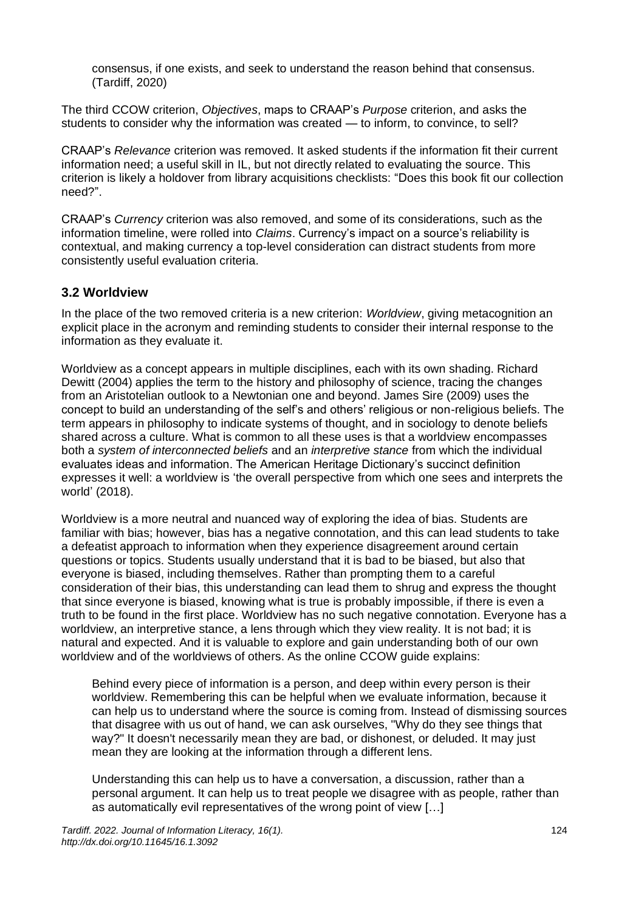> consensus, if one exists, and seek to understand the reason behind that consensus. (Tardiff, 2020)

The third CCOW criterion, *Objectives*, maps to CRAAP's *Purpose* criterion, and asks the students to consider why the information was created — to inform, to convince, to sell?

CRAAP's *Relevance* criterion was removed. It asked students if the information fit their current information need; a useful skill in IL, but not directly related to evaluating the source. This criterion is likely a holdover from library acquisitions checklists: "Does this book fit our collection need?".

CRAAP's *Currency* criterion was also removed, and some of its considerations, such as the information timeline, were rolled into *Claims*. Currency's impact on a source's reliability is contextual, and making currency a top-level consideration can distract students from more consistently useful evaluation criteria.

### 3.2 Worldview

In the place of the two removed criteria is a new criterion: *Worldview*, giving metacognition an explicit place in the acronym and reminding students to consider their internal response to the information as they evaluate it.

Worldview as a concept appears in multiple disciplines, each with its own shading. Richard Dewitt (2004) applies the term to the history and philosophy of science, tracing the changes from an Aristotelian outlook to a Newtonian one and beyond. James Sire (2009) uses the concept to build an understanding of the self's and others' religious or non-religious beliefs. The term appears in philosophy to indicate systems of thought, and in sociology to denote beliefs shared across a culture. What is common to all these uses is that a worldview encompasses both a *system of interconnected beliefs* and an *interpretive stance* from which the individual evaluates ideas and information. The American Heritage Dictionary's succinct definition expresses it well: a worldview is 'the overall perspective from which one sees and interprets the world' (2018).

Worldview is a more neutral and nuanced way of exploring the idea of bias. Students are familiar with bias; however, bias has a negative connotation, and this can lead students to take a defeatist approach to information when they experience disagreement around certain questions or topics. Students usually understand that it is bad to be biased, but also that everyone is biased, including themselves. Rather than prompting them to a careful consideration of their bias, this understanding can lead them to shrug and express the thought that since everyone is biased, knowing what is true is probably impossible, if there is even a truth to be found in the first place. Worldview has no such negative connotation. Everyone has a worldview, an interpretive stance, a lens through which they view reality. It is not bad; it is natural and expected. And it is valuable to explore and gain understanding both of our own worldview and of the worldviews of others. As the online CCOW guide explains:

> Behind every piece of information is a person, and deep within every person is their worldview. Remembering this can be helpful when we evaluate information, because it can help us to understand where the source is coming from. Instead of dismissing sources that disagree with us out of hand, we can ask ourselves, "Why do they see things that way?" It doesn't necessarily mean they are bad, or dishonest, or deluded. It may just mean they are looking at the information through a different lens.
>
> Understanding this can help us to have a conversation, a discussion, rather than a personal argument. It can help us to treat people we disagree with as people, rather than as automatically evil representatives of the wrong point of view […]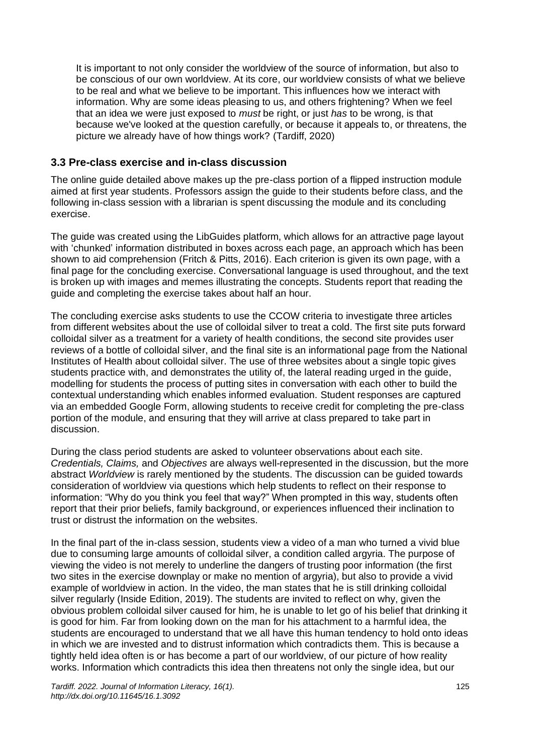> It is important to not only consider the worldview of the source of information, but also to be conscious of our own worldview. At its core, our worldview consists of what we believe to be real and what we believe to be important. This influences how we interact with information. Why are some ideas pleasing to us, and others frightening? When we feel that an idea we were just exposed to *must* be right, or just *has* to be wrong, is that because we've looked at the question carefully, or because it appeals to, or threatens, the picture we already have of how things work? (Tardiff, 2020)

### 3.3 Pre-class exercise and in-class discussion

The online guide detailed above makes up the pre-class portion of a flipped instruction module aimed at first year students. Professors assign the guide to their students before class, and the following in-class session with a librarian is spent discussing the module and its concluding exercise.

The guide was created using the LibGuides platform, which allows for an attractive page layout with 'chunked' information distributed in boxes across each page, an approach which has been shown to aid comprehension (Fritch & Pitts, 2016). Each criterion is given its own page, with a final page for the concluding exercise. Conversational language is used throughout, and the text is broken up with images and memes illustrating the concepts. Students report that reading the guide and completing the exercise takes about half an hour.

The concluding exercise asks students to use the CCOW criteria to investigate three articles from different websites about the use of colloidal silver to treat a cold. The first site puts forward colloidal silver as a treatment for a variety of health conditions, the second site provides user reviews of a bottle of colloidal silver, and the final site is an informational page from the National Institutes of Health about colloidal silver. The use of three websites about a single topic gives students practice with, and demonstrates the utility of, the lateral reading urged in the guide, modelling for students the process of putting sites in conversation with each other to build the contextual understanding which enables informed evaluation. Student responses are captured via an embedded Google Form, allowing students to receive credit for completing the pre-class portion of the module, and ensuring that they will arrive at class prepared to take part in discussion.

During the class period students are asked to volunteer observations about each site. *Credentials, Claims,* and *Objectives* are always well-represented in the discussion, but the more abstract *Worldview* is rarely mentioned by the students. The discussion can be guided towards consideration of worldview via questions which help students to reflect on their response to information: "Why do you think you feel that way?" When prompted in this way, students often report that their prior beliefs, family background, or experiences influenced their inclination to trust or distrust the information on the websites.

In the final part of the in-class session, students view a video of a man who turned a vivid blue due to consuming large amounts of colloidal silver, a condition called argyria. The purpose of viewing the video is not merely to underline the dangers of trusting poor information (the first two sites in the exercise downplay or make no mention of argyria), but also to provide a vivid example of worldview in action. In the video, the man states that he is still drinking colloidal silver regularly (Inside Edition, 2019). The students are invited to reflect on why, given the obvious problem colloidal silver caused for him, he is unable to let go of his belief that drinking it is good for him. Far from looking down on the man for his attachment to a harmful idea, the students are encouraged to understand that we all have this human tendency to hold onto ideas in which we are invested and to distrust information which contradicts them. This is because a tightly held idea often is or has become a part of our worldview, of our picture of how reality works. Information which contradicts this idea then threatens not only the single idea, but our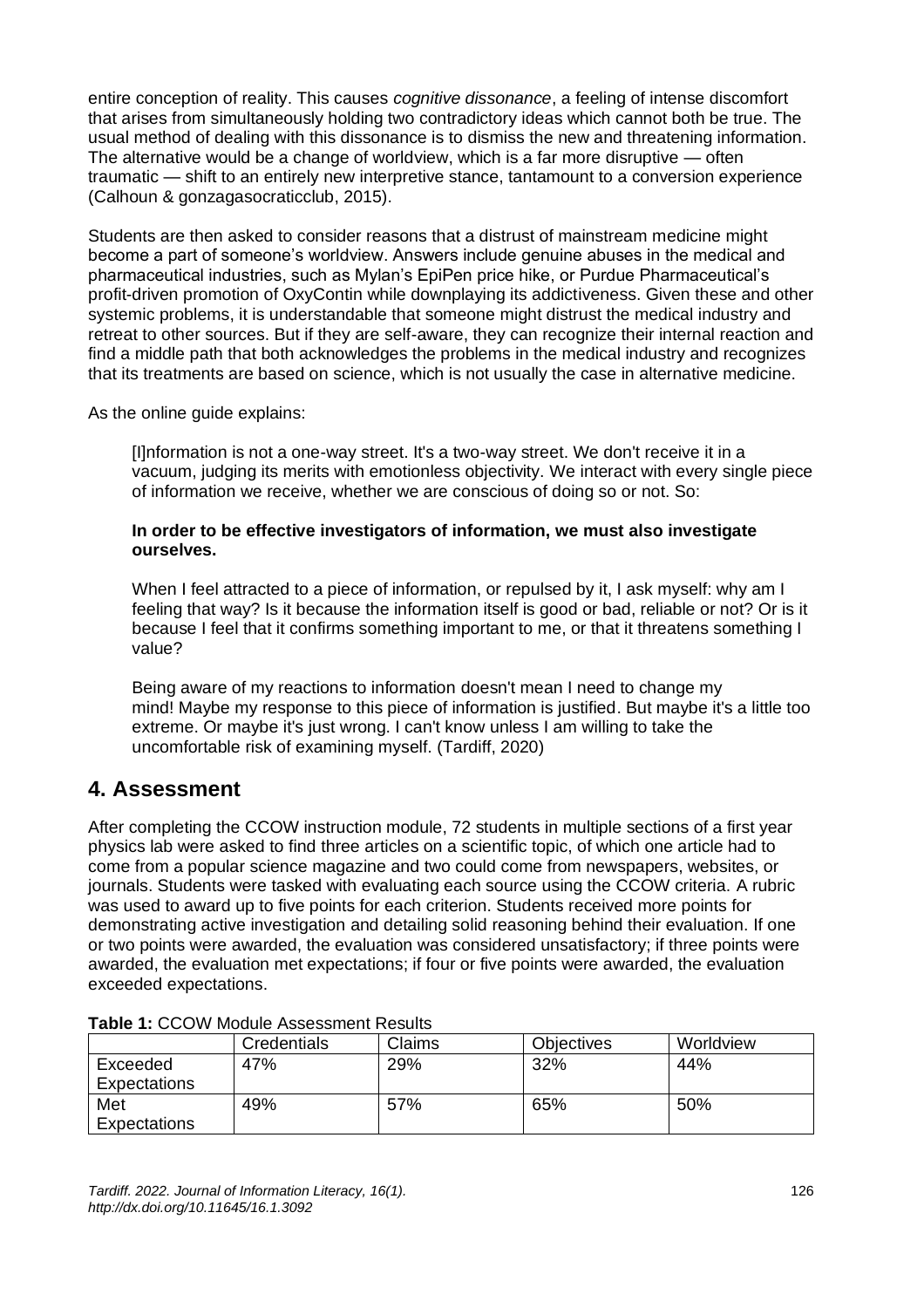entire conception of reality. This causes *cognitive dissonance*, a feeling of intense discomfort that arises from simultaneously holding two contradictory ideas which cannot both be true. The usual method of dealing with this dissonance is to dismiss the new and threatening information. The alternative would be a change of worldview, which is a far more disruptive — often traumatic — shift to an entirely new interpretive stance, tantamount to a conversion experience (Calhoun & gonzagasocraticclub, 2015).

Students are then asked to consider reasons that a distrust of mainstream medicine might become a part of someone's worldview. Answers include genuine abuses in the medical and pharmaceutical industries, such as Mylan's EpiPen price hike, or Purdue Pharmaceutical's profit-driven promotion of OxyContin while downplaying its addictiveness. Given these and other systemic problems, it is understandable that someone might distrust the medical industry and retreat to other sources. But if they are self-aware, they can recognize their internal reaction and find a middle path that both acknowledges the problems in the medical industry and recognizes that its treatments are based on science, which is not usually the case in alternative medicine.

As the online guide explains:

> [I]nformation is not a one-way street. It's a two-way street. We don't receive it in a vacuum, judging its merits with emotionless objectivity. We interact with every single piece of information we receive, whether we are conscious of doing so or not. So:
>
> **In order to be effective investigators of information, we must also investigate ourselves.**
>
> When I feel attracted to a piece of information, or repulsed by it, I ask myself: why am I feeling that way? Is it because the information itself is good or bad, reliable or not? Or is it because I feel that it confirms something important to me, or that it threatens something I value?
>
> Being aware of my reactions to information doesn't mean I need to change my mind! Maybe my response to this piece of information is justified. But maybe it's a little too extreme. Or maybe it's just wrong. I can't know unless I am willing to take the uncomfortable risk of examining myself. (Tardiff, 2020)

## 4. Assessment

After completing the CCOW instruction module, 72 students in multiple sections of a first year physics lab were asked to find three articles on a scientific topic, of which one article had to come from a popular science magazine and two could come from newspapers, websites, or journals. Students were tasked with evaluating each source using the CCOW criteria. A rubric was used to award up to five points for each criterion. Students received more points for demonstrating active investigation and detailing solid reasoning behind their evaluation. If one or two points were awarded, the evaluation was considered unsatisfactory; if three points were awarded, the evaluation met expectations; if four or five points were awarded, the evaluation exceeded expectations.

**Table 1:** CCOW Module Assessment Results

| | Credentials | Claims | Objectives | Worldview |
|---|---|---|---|---|
| Exceeded Expectations | 47% | 29% | 32% | 44% |
| Met Expectations | 49% | 57% | 65% | 50% |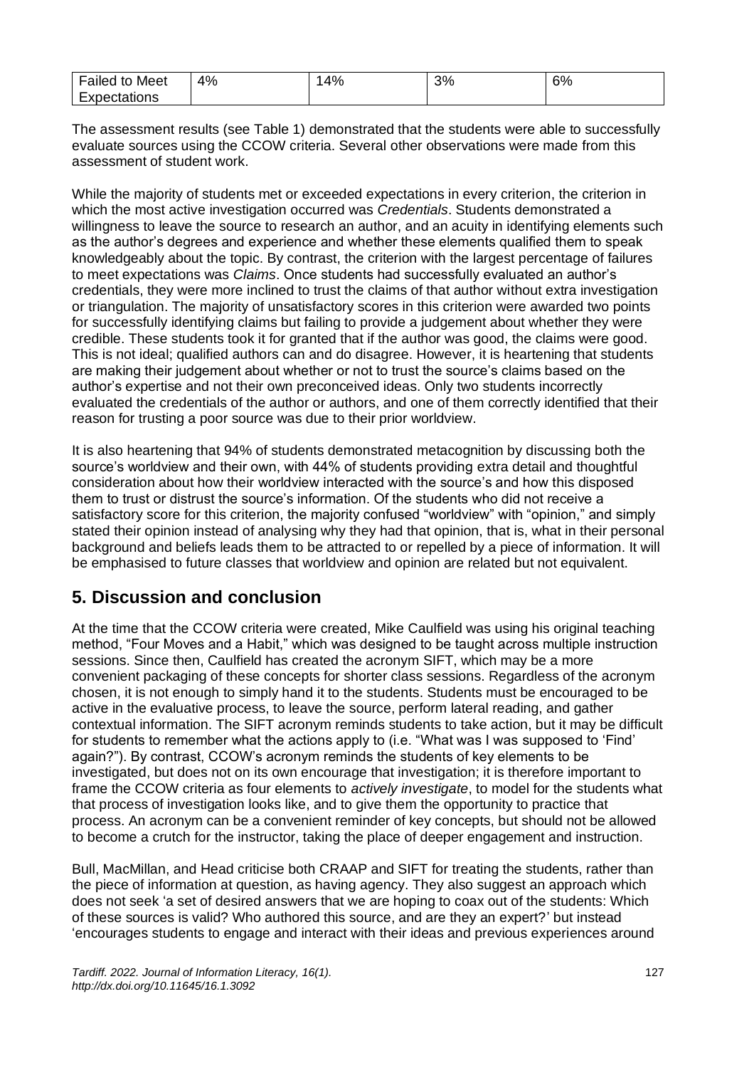| Failed to Meet Expectations | 4% | 14% | 3% | 6% |
|---|---|---|---|---|

The assessment results (see Table 1) demonstrated that the students were able to successfully evaluate sources using the CCOW criteria. Several other observations were made from this assessment of student work.

While the majority of students met or exceeded expectations in every criterion, the criterion in which the most active investigation occurred was *Credentials*. Students demonstrated a willingness to leave the source to research an author, and an acuity in identifying elements such as the author's degrees and experience and whether these elements qualified them to speak knowledgeably about the topic. By contrast, the criterion with the largest percentage of failures to meet expectations was *Claims*. Once students had successfully evaluated an author's credentials, they were more inclined to trust the claims of that author without extra investigation or triangulation. The majority of unsatisfactory scores in this criterion were awarded two points for successfully identifying claims but failing to provide a judgement about whether they were credible. These students took it for granted that if the author was good, the claims were good. This is not ideal; qualified authors can and do disagree. However, it is heartening that students are making their judgement about whether or not to trust the source's claims based on the author's expertise and not their own preconceived ideas. Only two students incorrectly evaluated the credentials of the author or authors, and one of them correctly identified that their reason for trusting a poor source was due to their prior worldview.

It is also heartening that 94% of students demonstrated metacognition by discussing both the source's worldview and their own, with 44% of students providing extra detail and thoughtful consideration about how their worldview interacted with the source's and how this disposed them to trust or distrust the source's information. Of the students who did not receive a satisfactory score for this criterion, the majority confused "worldview" with "opinion," and simply stated their opinion instead of analysing why they had that opinion, that is, what in their personal background and beliefs leads them to be attracted to or repelled by a piece of information. It will be emphasised to future classes that worldview and opinion are related but not equivalent.

## 5. Discussion and conclusion

At the time that the CCOW criteria were created, Mike Caulfield was using his original teaching method, "Four Moves and a Habit," which was designed to be taught across multiple instruction sessions. Since then, Caulfield has created the acronym SIFT, which may be a more convenient packaging of these concepts for shorter class sessions. Regardless of the acronym chosen, it is not enough to simply hand it to the students. Students must be encouraged to be active in the evaluative process, to leave the source, perform lateral reading, and gather contextual information. The SIFT acronym reminds students to take action, but it may be difficult for students to remember what the actions apply to (i.e. "What was I supposed to 'Find' again?"). By contrast, CCOW's acronym reminds the students of key elements to be investigated, but does not on its own encourage that investigation; it is therefore important to frame the CCOW criteria as four elements to *actively investigate*, to model for the students what that process of investigation looks like, and to give them the opportunity to practice that process. An acronym can be a convenient reminder of key concepts, but should not be allowed to become a crutch for the instructor, taking the place of deeper engagement and instruction.

Bull, MacMillan, and Head criticise both CRAAP and SIFT for treating the students, rather than the piece of information at question, as having agency. They also suggest an approach which does not seek 'a set of desired answers that we are hoping to coax out of the students: Which of these sources is valid? Who authored this source, and are they an expert?' but instead 'encourages students to engage and interact with their ideas and previous experiences around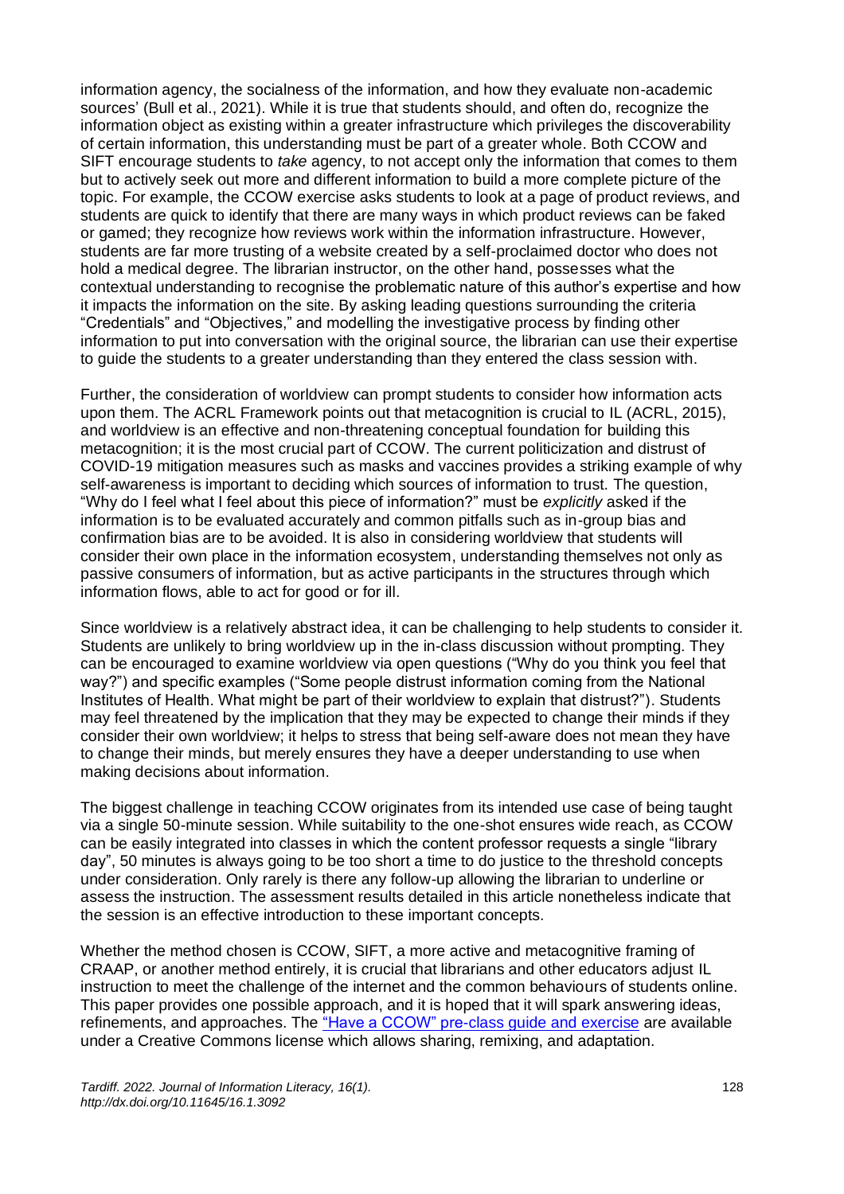information agency, the socialness of the information, and how they evaluate non-academic sources' (Bull et al., 2021). While it is true that students should, and often do, recognize the information object as existing within a greater infrastructure which privileges the discoverability of certain information, this understanding must be part of a greater whole. Both CCOW and SIFT encourage students to *take* agency, to not accept only the information that comes to them but to actively seek out more and different information to build a more complete picture of the topic. For example, the CCOW exercise asks students to look at a page of product reviews, and students are quick to identify that there are many ways in which product reviews can be faked or gamed; they recognize how reviews work within the information infrastructure. However, students are far more trusting of a website created by a self-proclaimed doctor who does not hold a medical degree. The librarian instructor, on the other hand, possesses what the contextual understanding to recognise the problematic nature of this author's expertise and how it impacts the information on the site. By asking leading questions surrounding the criteria "Credentials" and "Objectives," and modelling the investigative process by finding other information to put into conversation with the original source, the librarian can use their expertise to guide the students to a greater understanding than they entered the class session with.

Further, the consideration of worldview can prompt students to consider how information acts upon them. The ACRL Framework points out that metacognition is crucial to IL (ACRL, 2015), and worldview is an effective and non-threatening conceptual foundation for building this metacognition; it is the most crucial part of CCOW. The current politicization and distrust of COVID-19 mitigation measures such as masks and vaccines provides a striking example of why self-awareness is important to deciding which sources of information to trust. The question, "Why do I feel what I feel about this piece of information?" must be *explicitly* asked if the information is to be evaluated accurately and common pitfalls such as in-group bias and confirmation bias are to be avoided. It is also in considering worldview that students will consider their own place in the information ecosystem, understanding themselves not only as passive consumers of information, but as active participants in the structures through which information flows, able to act for good or for ill.

Since worldview is a relatively abstract idea, it can be challenging to help students to consider it. Students are unlikely to bring worldview up in the in-class discussion without prompting. They can be encouraged to examine worldview via open questions ("Why do you think you feel that way?") and specific examples ("Some people distrust information coming from the National Institutes of Health. What might be part of their worldview to explain that distrust?"). Students may feel threatened by the implication that they may be expected to change their minds if they consider their own worldview; it helps to stress that being self-aware does not mean they have to change their minds, but merely ensures they have a deeper understanding to use when making decisions about information.

The biggest challenge in teaching CCOW originates from its intended use case of being taught via a single 50-minute session. While suitability to the one-shot ensures wide reach, as CCOW can be easily integrated into classes in which the content professor requests a single "library day", 50 minutes is always going to be too short a time to do justice to the threshold concepts under consideration. Only rarely is there any follow-up allowing the librarian to underline or assess the instruction. The assessment results detailed in this article nonetheless indicate that the session is an effective introduction to these important concepts.

Whether the method chosen is CCOW, SIFT, a more active and metacognitive framing of CRAAP, or another method entirely, it is crucial that librarians and other educators adjust IL instruction to meet the challenge of the internet and the common behaviours of students online. This paper provides one possible approach, and it is hoped that it will spark answering ideas, refinements, and approaches. The "Have a CCOW" pre-class guide and exercise are available under a Creative Commons license which allows sharing, remixing, and adaptation.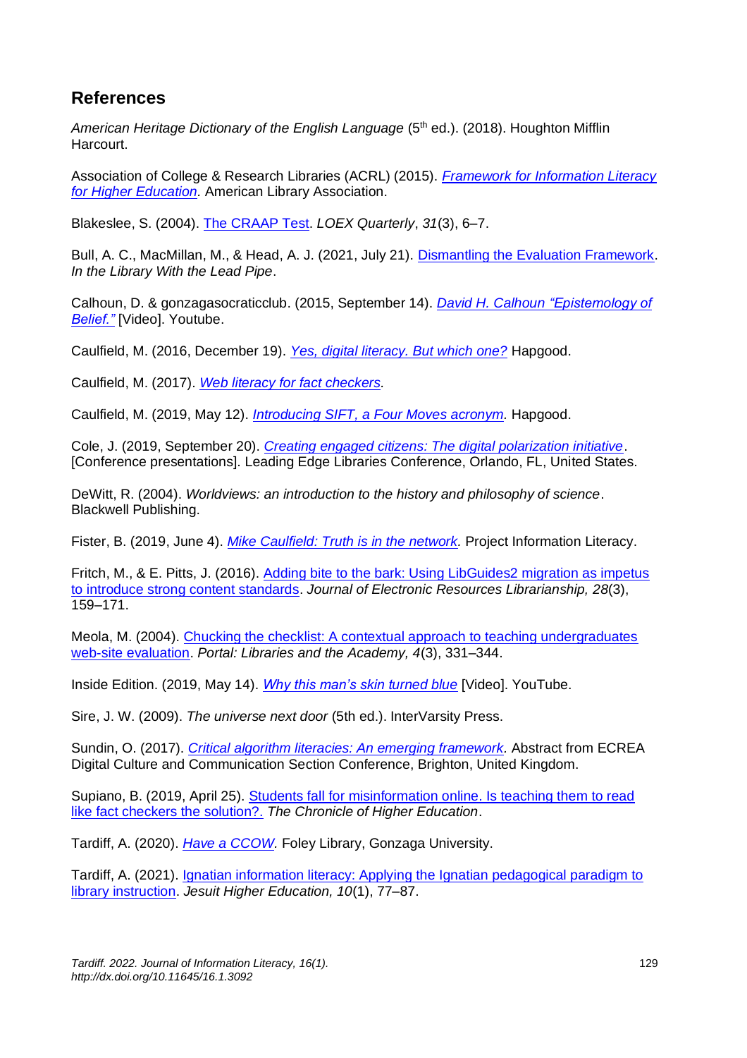## References

*American Heritage Dictionary of the English Language* (5th ed.). (2018). Houghton Mifflin Harcourt.

Association of College & Research Libraries (ACRL) (2015). *Framework for Information Literacy for Higher Education*. American Library Association.

Blakeslee, S. (2004). The CRAAP Test. *LOEX Quarterly*, *31*(3), 6–7.

Bull, A. C., MacMillan, M., & Head, A. J. (2021, July 21). Dismantling the Evaluation Framework. *In the Library With the Lead Pipe*.

Calhoun, D. & gonzagasocraticclub. (2015, September 14). *David H. Calhoun "Epistemology of Belief."* [Video]. Youtube.

Caulfield, M. (2016, December 19). *Yes, digital literacy. But which one?* Hapgood.

Caulfield, M. (2017). *Web literacy for fact checkers.*

Caulfield, M. (2019, May 12). *Introducing SIFT, a Four Moves acronym.* Hapgood.

Cole, J. (2019, September 20). *Creating engaged citizens: The digital polarization initiative*. [Conference presentations]. Leading Edge Libraries Conference, Orlando, FL, United States.

DeWitt, R. (2004). *Worldviews: an introduction to the history and philosophy of science*. Blackwell Publishing.

Fister, B. (2019, June 4). *Mike Caulfield: Truth is in the network.* Project Information Literacy.

Fritch, M., & E. Pitts, J. (2016). Adding bite to the bark: Using LibGuides2 migration as impetus to introduce strong content standards. *Journal of Electronic Resources Librarianship, 28*(3), 159–171.

Meola, M. (2004). Chucking the checklist: A contextual approach to teaching undergraduates web-site evaluation. *Portal: Libraries and the Academy, 4*(3), 331–344.

Inside Edition. (2019, May 14). *Why this man's skin turned blue* [Video]. YouTube.

Sire, J. W. (2009). *The universe next door* (5th ed.). InterVarsity Press.

Sundin, O. (2017). *Critical algorithm literacies: An emerging framework.* Abstract from ECREA Digital Culture and Communication Section Conference, Brighton, United Kingdom.

Supiano, B. (2019, April 25). Students fall for misinformation online. Is teaching them to read like fact checkers the solution?. *The Chronicle of Higher Education*.

Tardiff, A. (2020). *Have a CCOW.* Foley Library, Gonzaga University.

Tardiff, A. (2021). Ignatian information literacy: Applying the Ignatian pedagogical paradigm to library instruction. *Jesuit Higher Education, 10*(1), 77–87.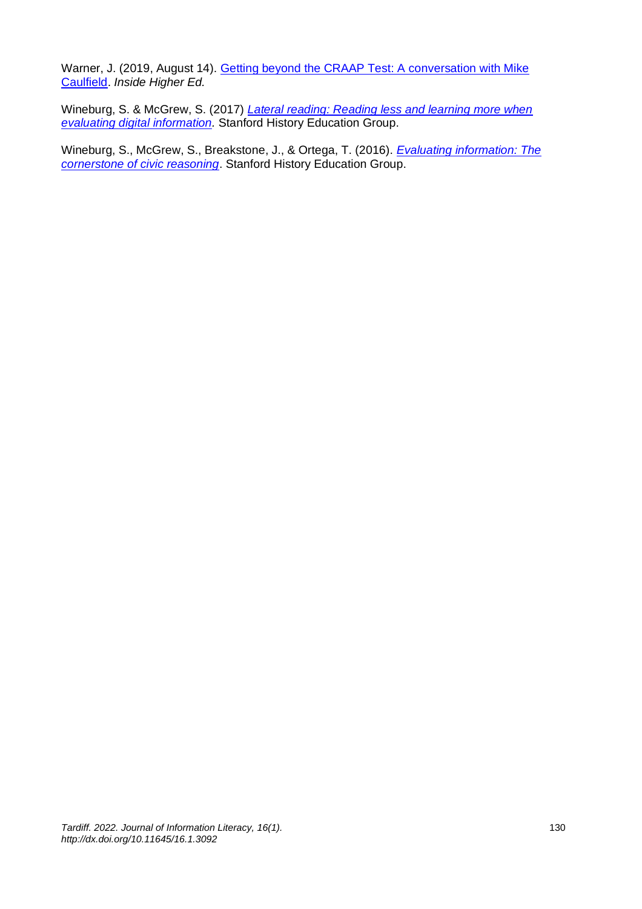Warner, J. (2019, August 14). [Getting beyond the CRAAP Test: A conversation with Mike Caulfield](). *Inside Higher Ed.*

Wineburg, S. & McGrew, S. (2017) *[Lateral reading: Reading less and learning more when evaluating digital information]().* Stanford History Education Group.

Wineburg, S., McGrew, S., Breakstone, J., & Ortega, T. (2016). *[Evaluating information: The cornerstone of civic reasoning]()*. Stanford History Education Group.